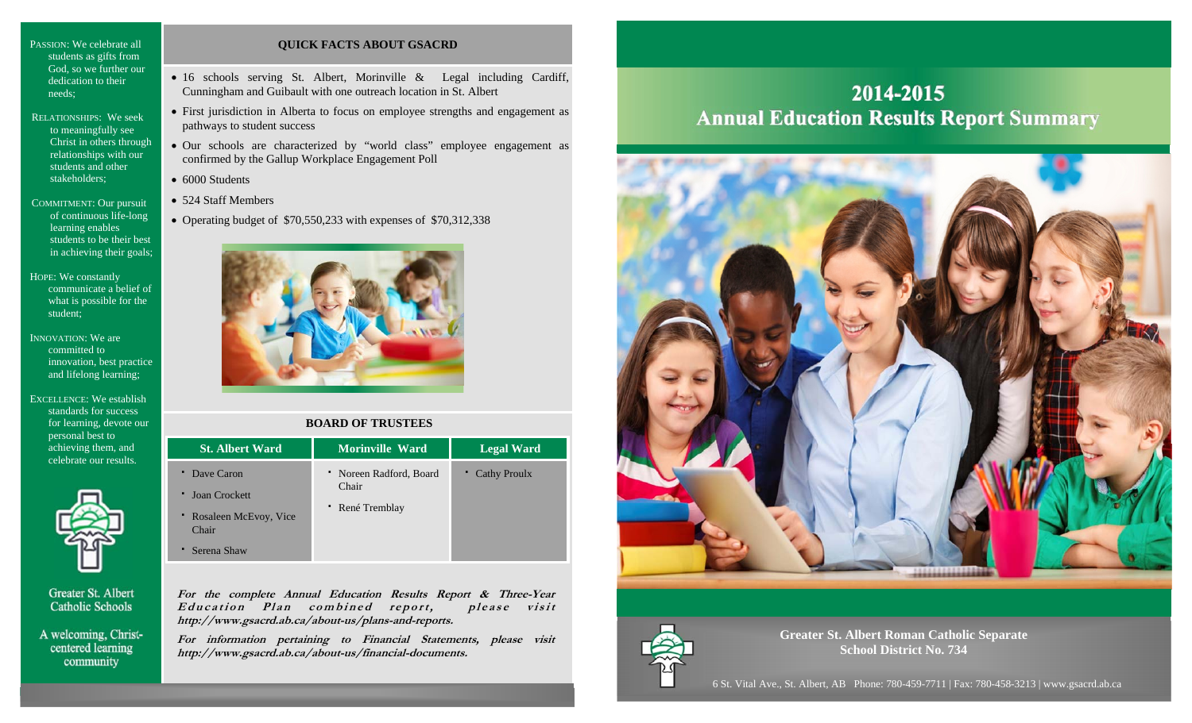PASSION: We celebrate all students as gifts from God, so we further our dedication to their needs;

RELATIONSHIPS: We seek to meaningfully see Christ in others through relationships with our students and other stakeholders;

COMMITMENT: Our pursuit of continuous life-long learning enables students to be their best in achieving their goals;

HOPE: We constantly communicate a belief of what is possible for the student;

INNOVATION: We are committed to innovation, best practice and lifelong learning;

EXCELLENCE: We establish standards for success for learning, devote our personal best to achieving them, and celebrate our results.

Greater St. Albert Catholic Schools

A welcoming, Christ-centered learning community

## QUICK FACTS ABOUT GSACRD

- 16 schools serving St. Albert, Morinville & Legal including Cardiff, Cunningham and Guibault with one outreach location in St. Albert
- First jurisdiction in Alberta to focus on employee strengths and engagement as pathways to student success
- Our schools are characterized by "world class" employee engagement as confirmed by the Gallup Workplace Engagement Poll
- 6000 Students
- 524 Staff Members
- Operating budget of $70,550,233 with expenses of $70,312,338

## BOARD OF TRUSTEES

| St. Albert Ward | Morinville Ward | Legal Ward |
|---|---|---|
| Dave Caron<br>Joan Crockett<br>Rosaleen McEvoy, Vice Chair<br>Serena Shaw | Noreen Radford, Board Chair<br>René Tremblay | Cathy Proulx |

***For the complete Annual Education Results Report & Three-Year Education Plan combined report, please visit http://www.gsacrd.ab.ca/about-us/plans-and-reports.***

***For information pertaining to Financial Statements, please visit http://www.gsacrd.ab.ca/about-us/financial-documents.***

# 2014-2015
# Annual Education Results Report Summary

**Greater St. Albert Roman Catholic Separate School District No. 734**

6 St. Vital Ave., St. Albert, AB Phone: 780-459-7711 | Fax: 780-458-3213 | www.gsacrd.ab.ca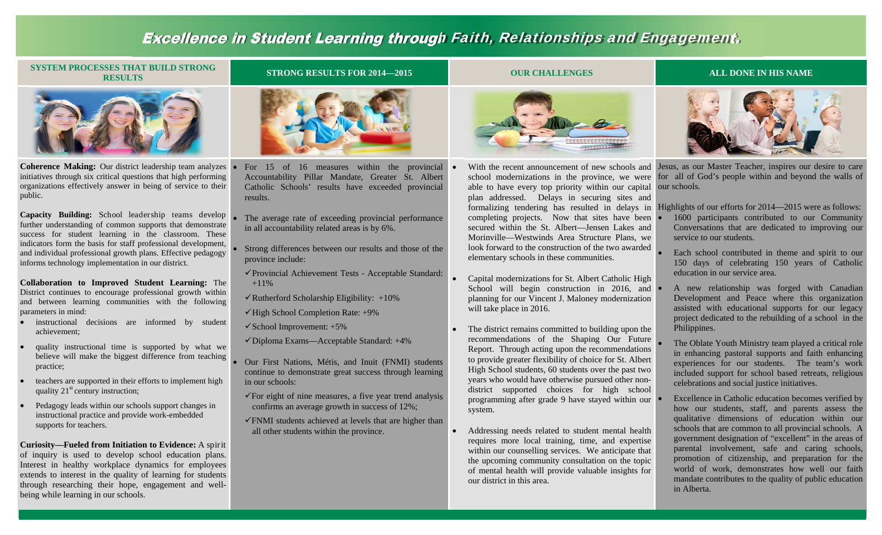# Excellence in Student Learning through Faith, Relationships and Engagement.

## SYSTEM PROCESSES THAT BUILD STRONG RESULTS

**Coherence Making:** Our district leadership team analyzes initiatives through six critical questions that high performing organizations effectively answer in being of service to their public.

**Capacity Building:** School leadership teams develop further understanding of common supports that demonstrate success for student learning in the classroom. These indicators form the basis for staff professional development, and individual professional growth plans. Effective pedagogy informs technology implementation in our district.

**Collaboration to Improved Student Learning:** The District continues to encourage professional growth within and between learning communities with the following parameters in mind:

- instructional decisions are informed by student achievement;
- quality instructional time is supported by what we believe will make the biggest difference from teaching practice;
- teachers are supported in their efforts to implement high quality 21st century instruction;
- Pedagogy leads within our schools support changes in instructional practice and provide work-embedded supports for teachers.

**Curiosity—Fueled from Initiation to Evidence:** A spirit of inquiry is used to develop school education plans. Interest in healthy workplace dynamics for employees extends to interest in the quality of learning for students through researching their hope, engagement and well-being while learning in our schools.

## STRONG RESULTS FOR 2014—2015

- For 15 of 16 measures within the provincial Accountability Pillar Mandate, Greater St. Albert Catholic Schools' results have exceeded provincial results.
- The average rate of exceeding provincial performance in all accountability related areas is by 6%.
- Strong differences between our results and those of the province include:
  - ✓Provincial Achievement Tests - Acceptable Standard: +11%
  - ✓Rutherford Scholarship Eligibility: +10%
  - ✓High School Completion Rate: +9%
  - ✓School Improvement: +5%
  - ✓Diploma Exams—Acceptable Standard: +4%
- Our First Nations, Métis, and Inuit (FNMI) students continue to demonstrate great success through learning in our schools:
  - ✓For eight of nine measures, a five year trend analysis confirms an average growth in success of 12%;
  - ✓FNMI students achieved at levels that are higher than all other students within the province.

## OUR CHALLENGES

- With the recent announcement of new schools and school modernizations in the province, we were able to have every top priority within our capital plan addressed. Delays in securing sites and formalizing tendering has resulted in delays in completing projects. Now that sites have been secured within the St. Albert—Jensen Lakes and Morinville—Westwinds Area Structure Plans, we look forward to the construction of the two awarded elementary schools in these communities.
- Capital modernizations for St. Albert Catholic High School will begin construction in 2016, and planning for our Vincent J. Maloney modernization will take place in 2016.
- The district remains committed to building upon the recommendations of the Shaping Our Future Report. Through acting upon the recommendations to provide greater flexibility of choice for St. Albert High School students, 60 students over the past two years who would have otherwise pursued other non-district supported choices for high school programming after grade 9 have stayed within our system.
- Addressing needs related to student mental health requires more local training, time, and expertise within our counselling services. We anticipate that the upcoming community consultation on the topic of mental health will provide valuable insights for our district in this area.

## ALL DONE IN HIS NAME

Jesus, as our Master Teacher, inspires our desire to care for all of God's people within and beyond the walls of our schools.

Highlights of our efforts for 2014—2015 were as follows:

- 1600 participants contributed to our Community Conversations that are dedicated to improving our service to our students.
- Each school contributed in theme and spirit to our 150 days of celebrating 150 years of Catholic education in our service area.
- A new relationship was forged with Canadian Development and Peace where this organization assisted with educational supports for our legacy project dedicated to the rebuilding of a school in the Philippines.
- The Oblate Youth Ministry team played a critical role in enhancing pastoral supports and faith enhancing experiences for our students. The team's work included support for school based retreats, religious celebrations and social justice initiatives.
- Excellence in Catholic education becomes verified by how our students, staff, and parents assess the qualitative dimensions of education within our schools that are common to all provincial schools. A government designation of "excellent" in the areas of parental involvement, safe and caring schools, promotion of citizenship, and preparation for the world of work, demonstrates how well our faith mandate contributes to the quality of public education in Alberta.